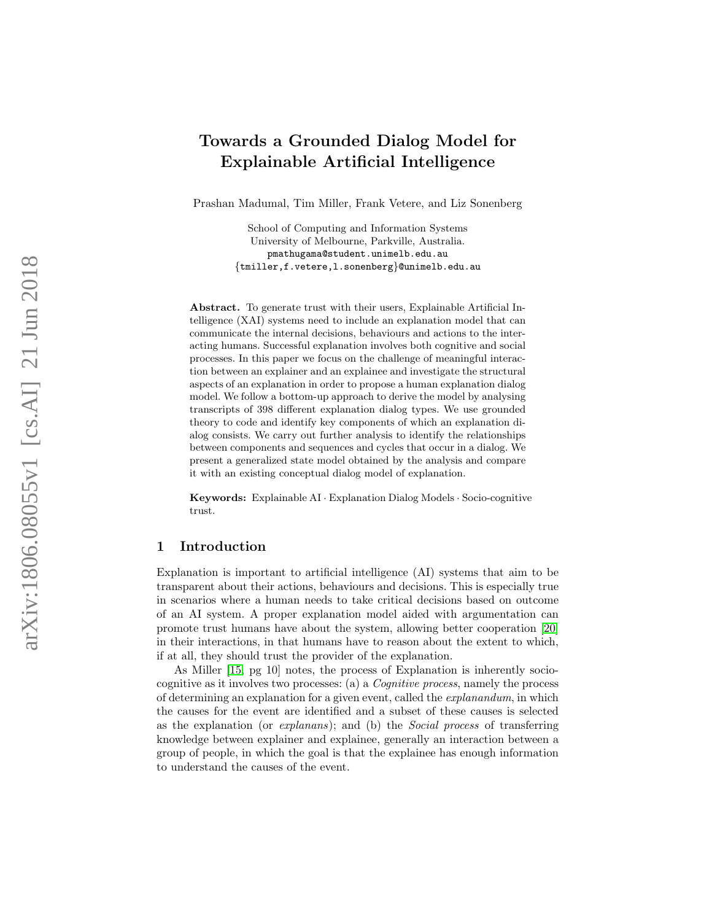# Towards a Grounded Dialog Model for Explainable Artificial Intelligence

Prashan Madumal, Tim Miller, Frank Vetere, and Liz Sonenberg

School of Computing and Information Systems
University of Melbourne, Parkville, Australia.
pmathugama@student.unimelb.edu.au
{tmiller,f.vetere,l.sonenberg}@unimelb.edu.au

**Abstract.** To generate trust with their users, Explainable Artificial Intelligence (XAI) systems need to include an explanation model that can communicate the internal decisions, behaviours and actions to the interacting humans. Successful explanation involves both cognitive and social processes. In this paper we focus on the challenge of meaningful interaction between an explainer and an explainee and investigate the structural aspects of an explanation in order to propose a human explanation dialog model. We follow a bottom-up approach to derive the model by analysing transcripts of 398 different explanation dialog types. We use grounded theory to code and identify key components of which an explanation dialog consists. We carry out further analysis to identify the relationships between components and sequences and cycles that occur in a dialog. We present a generalized state model obtained by the analysis and compare it with an existing conceptual dialog model of explanation.

**Keywords:** Explainable AI · Explanation Dialog Models · Socio-cognitive trust.

## 1 Introduction

Explanation is important to artificial intelligence (AI) systems that aim to be transparent about their actions, behaviours and decisions. This is especially true in scenarios where a human needs to take critical decisions based on outcome of an AI system. A proper explanation model aided with argumentation can promote trust humans have about the system, allowing better cooperation [20] in their interactions, in that humans have to reason about the extent to which, if at all, they should trust the provider of the explanation.

As Miller [15, pg 10] notes, the process of Explanation is inherently socio-cognitive as it involves two processes: (a) a *Cognitive process*, namely the process of determining an explanation for a given event, called the *explanandum*, in which the causes for the event are identified and a subset of these causes is selected as the explanation (or *explanans*); and (b) the *Social process* of transferring knowledge between explainer and explainee, generally an interaction between a group of people, in which the goal is that the explainee has enough information to understand the causes of the event.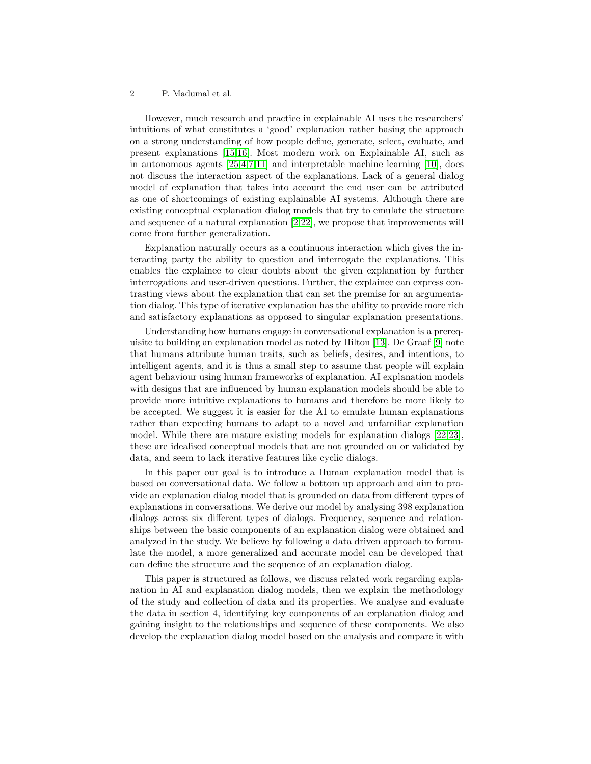However, much research and practice in explainable AI uses the researchers' intuitions of what constitutes a 'good' explanation rather basing the approach on a strong understanding of how people define, generate, select, evaluate, and present explanations [15,16]. Most modern work on Explainable AI, such as in autonomous agents [25,4,7,11] and interpretable machine learning [10], does not discuss the interaction aspect of the explanations. Lack of a general dialog model of explanation that takes into account the end user can be attributed as one of shortcomings of existing explainable AI systems. Although there are existing conceptual explanation dialog models that try to emulate the structure and sequence of a natural explanation [2,22], we propose that improvements will come from further generalization.

Explanation naturally occurs as a continuous interaction which gives the interacting party the ability to question and interrogate the explanations. This enables the explainee to clear doubts about the given explanation by further interrogations and user-driven questions. Further, the explainee can express contrasting views about the explanation that can set the premise for an argumentation dialog. This type of iterative explanation has the ability to provide more rich and satisfactory explanations as opposed to singular explanation presentations.

Understanding how humans engage in conversational explanation is a prerequisite to building an explanation model as noted by Hilton [13]. De Graaf [9] note that humans attribute human traits, such as beliefs, desires, and intentions, to intelligent agents, and it is thus a small step to assume that people will explain agent behaviour using human frameworks of explanation. AI explanation models with designs that are influenced by human explanation models should be able to provide more intuitive explanations to humans and therefore be more likely to be accepted. We suggest it is easier for the AI to emulate human explanations rather than expecting humans to adapt to a novel and unfamiliar explanation model. While there are mature existing models for explanation dialogs [22,23], these are idealised conceptual models that are not grounded on or validated by data, and seem to lack iterative features like cyclic dialogs.

In this paper our goal is to introduce a Human explanation model that is based on conversational data. We follow a bottom up approach and aim to provide an explanation dialog model that is grounded on data from different types of explanations in conversations. We derive our model by analysing 398 explanation dialogs across six different types of dialogs. Frequency, sequence and relationships between the basic components of an explanation dialog were obtained and analyzed in the study. We believe by following a data driven approach to formulate the model, a more generalized and accurate model can be developed that can define the structure and the sequence of an explanation dialog.

This paper is structured as follows, we discuss related work regarding explanation in AI and explanation dialog models, then we explain the methodology of the study and collection of data and its properties. We analyse and evaluate the data in section 4, identifying key components of an explanation dialog and gaining insight to the relationships and sequence of these components. We also develop the explanation dialog model based on the analysis and compare it with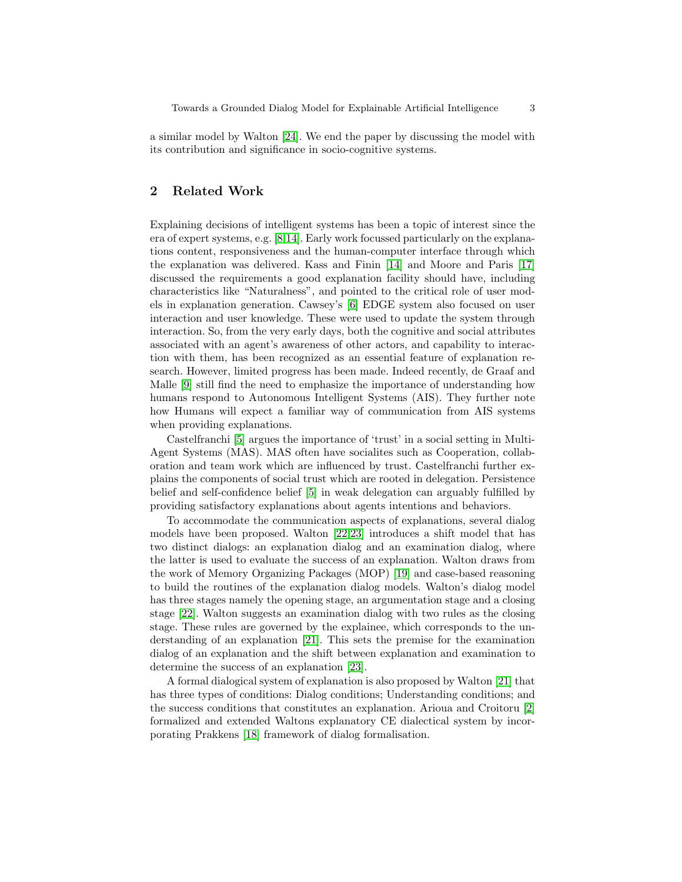a similar model by Walton [24]. We end the paper by discussing the model with its contribution and significance in socio-cognitive systems.

## 2 Related Work

Explaining decisions of intelligent systems has been a topic of interest since the era of expert systems, e.g. [8,14]. Early work focussed particularly on the explanations content, responsiveness and the human-computer interface through which the explanation was delivered. Kass and Finin [14] and Moore and Paris [17] discussed the requirements a good explanation facility should have, including characteristics like "Naturalness", and pointed to the critical role of user models in explanation generation. Cawsey's [6] EDGE system also focused on user interaction and user knowledge. These were used to update the system through interaction. So, from the very early days, both the cognitive and social attributes associated with an agent's awareness of other actors, and capability to interaction with them, has been recognized as an essential feature of explanation research. However, limited progress has been made. Indeed recently, de Graaf and Malle [9] still find the need to emphasize the importance of understanding how humans respond to Autonomous Intelligent Systems (AIS). They further note how Humans will expect a familiar way of communication from AIS systems when providing explanations.

Castelfranchi [5] argues the importance of 'trust' in a social setting in Multi-Agent Systems (MAS). MAS often have socialites such as Cooperation, collaboration and team work which are influenced by trust. Castelfranchi further explains the components of social trust which are rooted in delegation. Persistence belief and self-confidence belief [5] in weak delegation can arguably fulfilled by providing satisfactory explanations about agents intentions and behaviors.

To accommodate the communication aspects of explanations, several dialog models have been proposed. Walton [22,23] introduces a shift model that has two distinct dialogs: an explanation dialog and an examination dialog, where the latter is used to evaluate the success of an explanation. Walton draws from the work of Memory Organizing Packages (MOP) [19] and case-based reasoning to build the routines of the explanation dialog models. Walton's dialog model has three stages namely the opening stage, an argumentation stage and a closing stage [22]. Walton suggests an examination dialog with two rules as the closing stage. These rules are governed by the explainee, which corresponds to the understanding of an explanation [21]. This sets the premise for the examination dialog of an explanation and the shift between explanation and examination to determine the success of an explanation [23].

A formal dialogical system of explanation is also proposed by Walton [21] that has three types of conditions: Dialog conditions; Understanding conditions; and the success conditions that constitutes an explanation. Arioua and Croitoru [2] formalized and extended Waltons explanatory CE dialectical system by incorporating Prakkens [18] framework of dialog formalisation.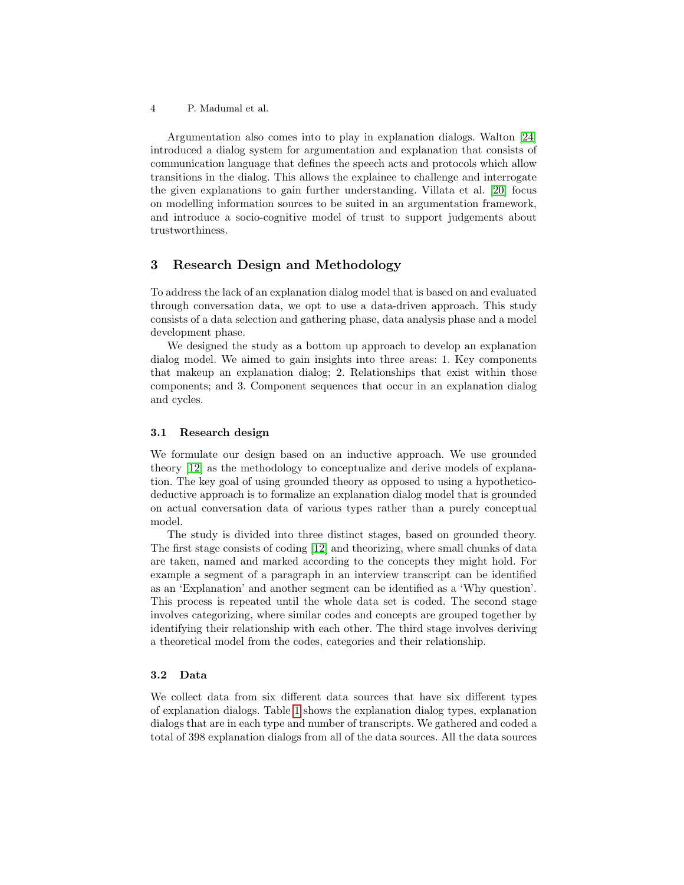Argumentation also comes into to play in explanation dialogs. Walton [24] introduced a dialog system for argumentation and explanation that consists of communication language that defines the speech acts and protocols which allow transitions in the dialog. This allows the explainee to challenge and interrogate the given explanations to gain further understanding. Villata et al. [20] focus on modelling information sources to be suited in an argumentation framework, and introduce a socio-cognitive model of trust to support judgements about trustworthiness.

## 3 Research Design and Methodology

To address the lack of an explanation dialog model that is based on and evaluated through conversation data, we opt to use a data-driven approach. This study consists of a data selection and gathering phase, data analysis phase and a model development phase.

We designed the study as a bottom up approach to develop an explanation dialog model. We aimed to gain insights into three areas: 1. Key components that makeup an explanation dialog; 2. Relationships that exist within those components; and 3. Component sequences that occur in an explanation dialog and cycles.

### 3.1 Research design

We formulate our design based on an inductive approach. We use grounded theory [12] as the methodology to conceptualize and derive models of explanation. The key goal of using grounded theory as opposed to using a hypothetico-deductive approach is to formalize an explanation dialog model that is grounded on actual conversation data of various types rather than a purely conceptual model.

The study is divided into three distinct stages, based on grounded theory. The first stage consists of coding [12] and theorizing, where small chunks of data are taken, named and marked according to the concepts they might hold. For example a segment of a paragraph in an interview transcript can be identified as an 'Explanation' and another segment can be identified as a 'Why question'. This process is repeated until the whole data set is coded. The second stage involves categorizing, where similar codes and concepts are grouped together by identifying their relationship with each other. The third stage involves deriving a theoretical model from the codes, categories and their relationship.

### 3.2 Data

We collect data from six different data sources that have six different types of explanation dialogs. Table 1 shows the explanation dialog types, explanation dialogs that are in each type and number of transcripts. We gathered and coded a total of 398 explanation dialogs from all of the data sources. All the data sources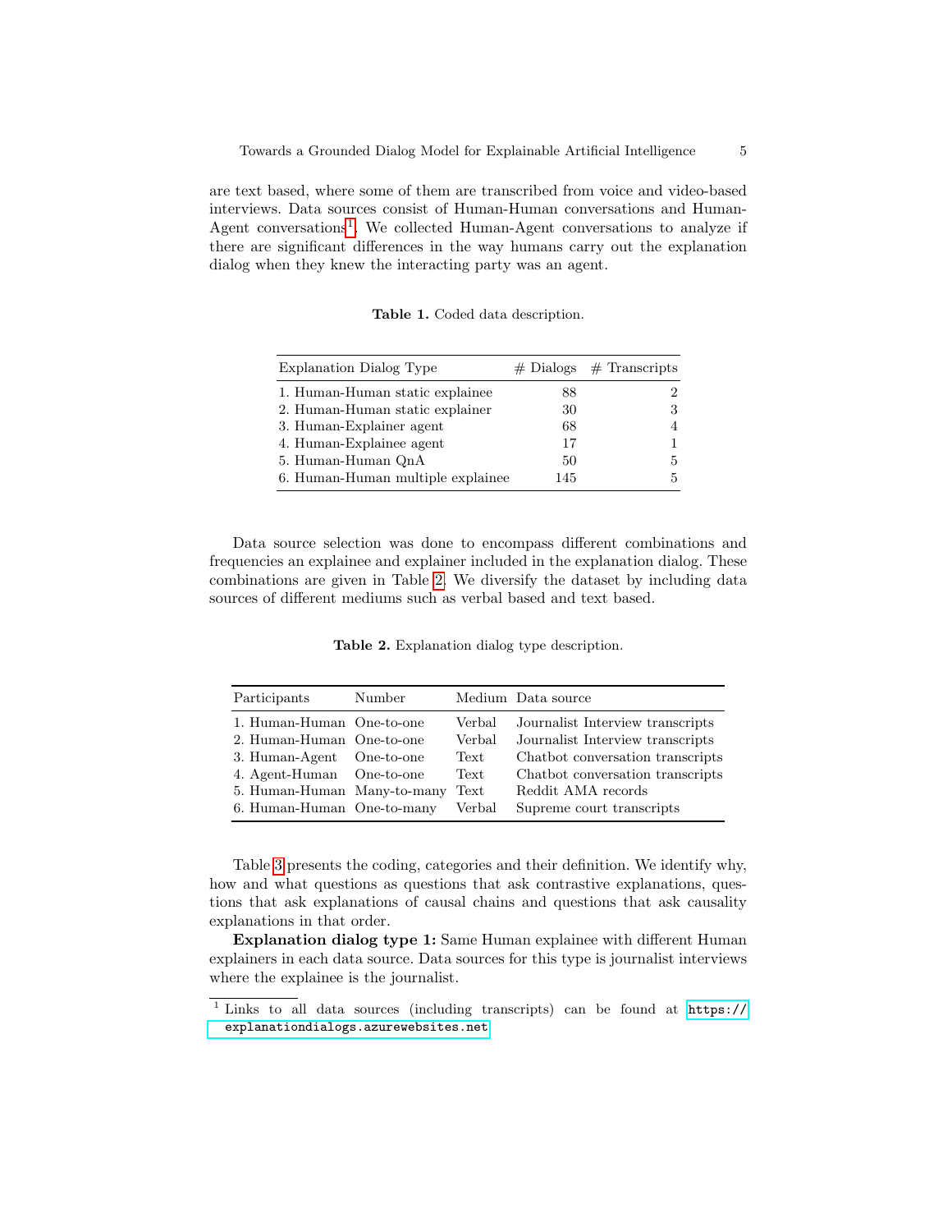are text based, where some of them are transcribed from voice and video-based interviews. Data sources consist of Human-Human conversations and Human-Agent conversations[1]. We collected Human-Agent conversations to analyze if there are significant differences in the way humans carry out the explanation dialog when they knew the interacting party was an agent.

**Table 1.** Coded data description.

| Explanation Dialog Type | # Dialogs | # Transcripts |
|---|---|---|
| 1. Human-Human static explainee | 88 | 2 |
| 2. Human-Human static explainer | 30 | 3 |
| 3. Human-Explainer agent | 68 | 4 |
| 4. Human-Explainee agent | 17 | 1 |
| 5. Human-Human QnA | 50 | 5 |
| 6. Human-Human multiple explainee | 145 | 5 |

Data source selection was done to encompass different combinations and frequencies an explainee and explainer included in the explanation dialog. These combinations are given in Table 2. We diversify the dataset by including data sources of different mediums such as verbal based and text based.

**Table 2.** Explanation dialog type description.

| Participants | Number | Medium | Data source |
|---|---|---|---|
| 1. Human-Human | One-to-one | Verbal | Journalist Interview transcripts |
| 2. Human-Human | One-to-one | Verbal | Journalist Interview transcripts |
| 3. Human-Agent | One-to-one | Text | Chatbot conversation transcripts |
| 4. Agent-Human | One-to-one | Text | Chatbot conversation transcripts |
| 5. Human-Human | Many-to-many | Text | Reddit AMA records |
| 6. Human-Human | One-to-many | Verbal | Supreme court transcripts |

Table 3 presents the coding, categories and their definition. We identify why, how and what questions as questions that ask contrastive explanations, questions that ask explanations of causal chains and questions that ask causality explanations in that order.

**Explanation dialog type 1:** Same Human explainee with different Human explainers in each data source. Data sources for this type is journalist interviews where the explainee is the journalist.

[1] Links to all data sources (including transcripts) can be found at https://explanationdialogs.azurewebsites.net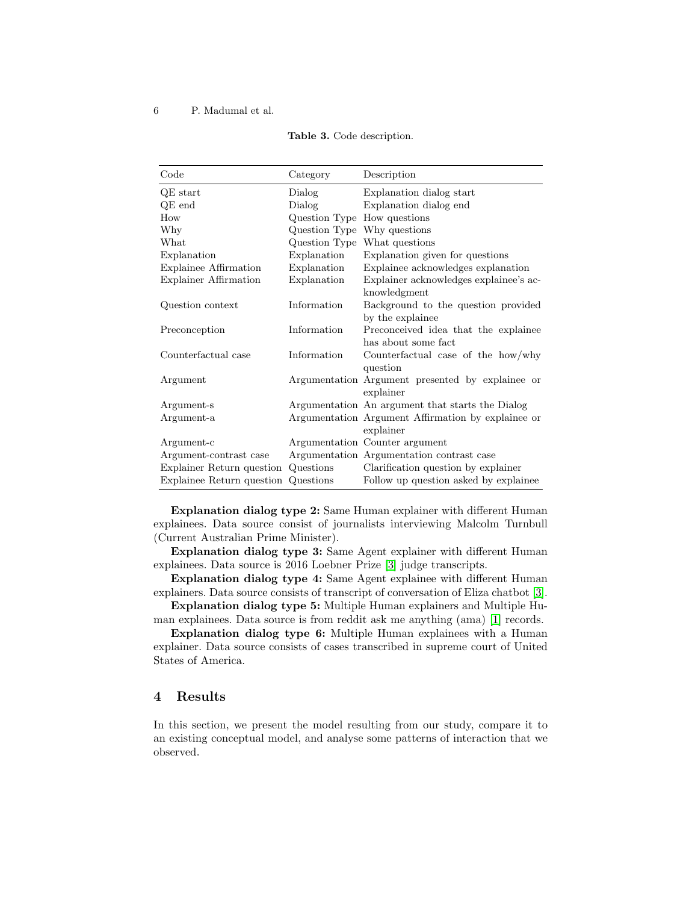**Table 3.** Code description.

| Code | Category | Description |
|---|---|---|
| QE start | Dialog | Explanation dialog start |
| QE end | Dialog | Explanation dialog end |
| How | Question Type | How questions |
| Why | Question Type | Why questions |
| What | Question Type | What questions |
| Explanation | Explanation | Explanation given for questions |
| Explainee Affirmation | Explanation | Explainee acknowledges explanation |
| Explainer Affirmation | Explanation | Explainer acknowledges explainee's acknowledgment |
| Question context | Information | Background to the question provided by the explainee |
| Preconception | Information | Preconceived idea that the explainee has about some fact |
| Counterfactual case | Information | Counterfactual case of the how/why question |
| Argument | Argumentation | Argument presented by explainee or explainer |
| Argument-s | Argumentation | An argument that starts the Dialog |
| Argument-a | Argumentation | Argument Affirmation by explainee or explainer |
| Argument-c | Argumentation | Counter argument |
| Argument-contrast case | Argumentation | Argumentation contrast case |
| Explainer Return question | Questions | Clarification question by explainer |
| Explainee Return question | Questions | Follow up question asked by explainee |

**Explanation dialog type 2:** Same Human explainer with different Human explainees. Data source consist of journalists interviewing Malcolm Turnbull (Current Australian Prime Minister).

**Explanation dialog type 3:** Same Agent explainer with different Human explainees. Data source is 2016 Loebner Prize [3] judge transcripts.

**Explanation dialog type 4:** Same Agent explainee with different Human explainers. Data source consists of transcript of conversation of Eliza chatbot [3].

**Explanation dialog type 5:** Multiple Human explainers and Multiple Human explainees. Data source is from reddit ask me anything (ama) [1] records.

**Explanation dialog type 6:** Multiple Human explainees with a Human explainer. Data source consists of cases transcribed in supreme court of United States of America.

## 4 Results

In this section, we present the model resulting from our study, compare it to an existing conceptual model, and analyse some patterns of interaction that we observed.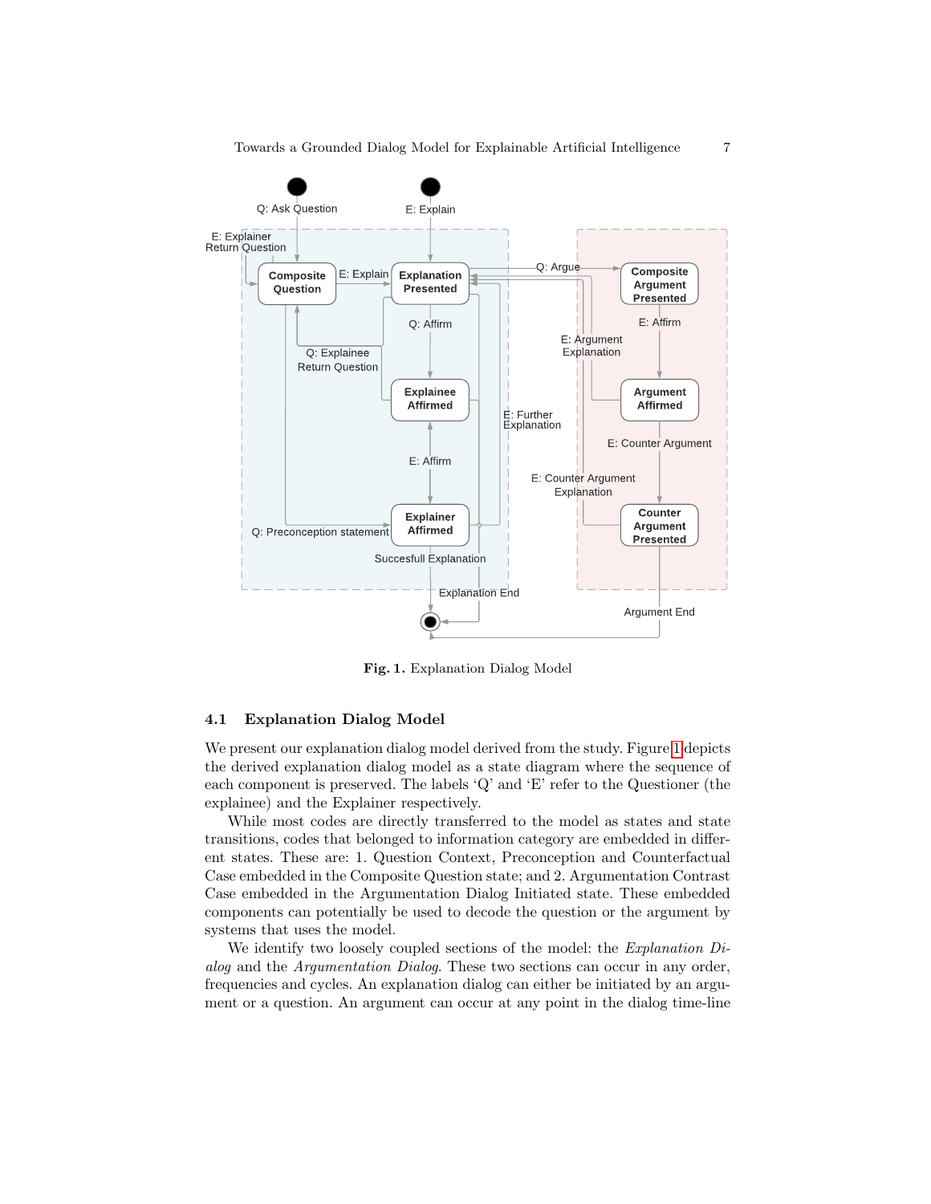Fig. 1. Explanation Dialog Model

### 4.1 Explanation Dialog Model

We present our explanation dialog model derived from the study. Figure 1 depicts the derived explanation dialog model as a state diagram where the sequence of each component is preserved. The labels 'Q' and 'E' refer to the Questioner (the explainee) and the Explainer respectively.

While most codes are directly transferred to the model as states and state transitions, codes that belonged to information category are embedded in different states. These are: 1. Question Context, Preconception and Counterfactual Case embedded in the Composite Question state; and 2. Argumentation Contrast Case embedded in the Argumentation Dialog Initiated state. These embedded components can potentially be used to decode the question or the argument by systems that uses the model.

We identify two loosely coupled sections of the model: the *Explanation Dialog* and the *Argumentation Dialog*. These two sections can occur in any order, frequencies and cycles. An explanation dialog can either be initiated by an argument or a question. An argument can occur at any point in the dialog time-line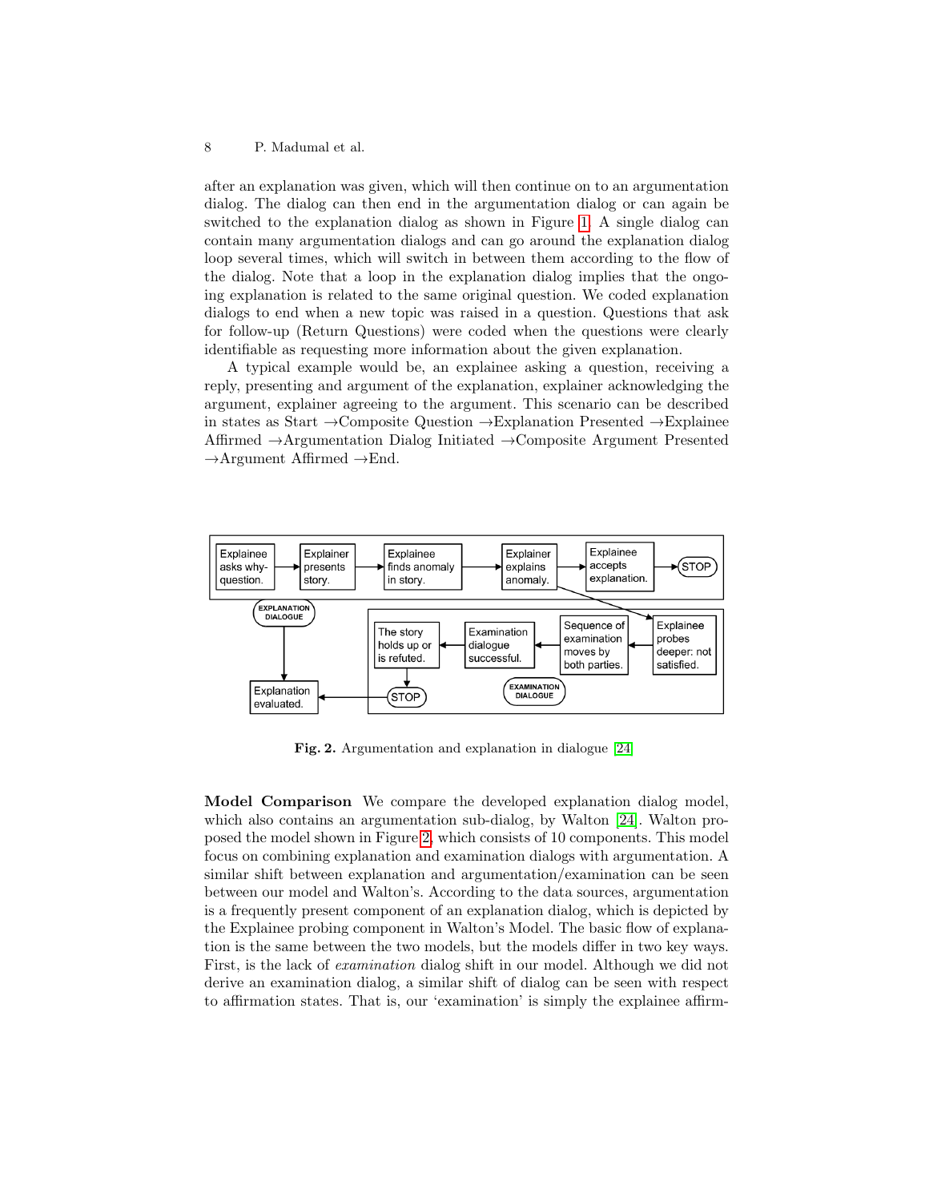after an explanation was given, which will then continue on to an argumentation dialog. The dialog can then end in the argumentation dialog or can again be switched to the explanation dialog as shown in Figure 1. A single dialog can contain many argumentation dialogs and can go around the explanation dialog loop several times, which will switch in between them according to the flow of the dialog. Note that a loop in the explanation dialog implies that the ongoing explanation is related to the same original question. We coded explanation dialogs to end when a new topic was raised in a question. Questions that ask for follow-up (Return Questions) were coded when the questions were clearly identifiable as requesting more information about the given explanation.

A typical example would be, an explainee asking a question, receiving a reply, presenting and argument of the explanation, explainer acknowledging the argument, explainer agreeing to the argument. This scenario can be described in states as Start →Composite Question →Explanation Presented →Explainee Affirmed →Argumentation Dialog Initiated →Composite Argument Presented →Argument Affirmed →End.

Fig. 2. Argumentation and explanation in dialogue [24]

**Model Comparison** We compare the developed explanation dialog model, which also contains an argumentation sub-dialog, by Walton [24]. Walton proposed the model shown in Figure 2, which consists of 10 components. This model focus on combining explanation and examination dialogs with argumentation. A similar shift between explanation and argumentation/examination can be seen between our model and Walton's. According to the data sources, argumentation is a frequently present component of an explanation dialog, which is depicted by the Explainee probing component in Walton's Model. The basic flow of explanation is the same between the two models, but the models differ in two key ways. First, is the lack of *examination* dialog shift in our model. Although we did not derive an examination dialog, a similar shift of dialog can be seen with respect to affirmation states. That is, our 'examination' is simply the explainee affirm-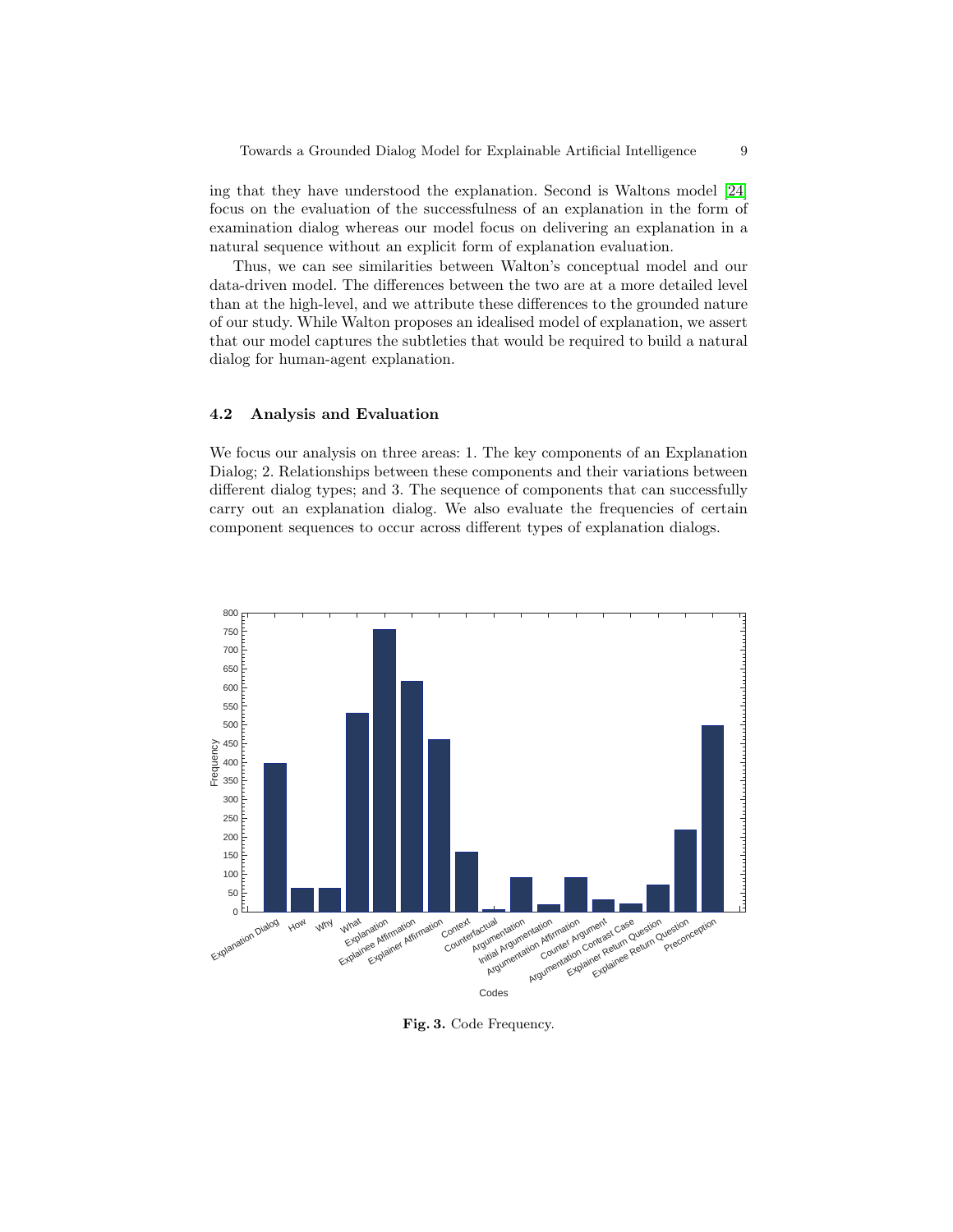ing that they have understood the explanation. Second is Waltons model [24] focus on the evaluation of the successfulness of an explanation in the form of examination dialog whereas our model focus on delivering an explanation in a natural sequence without an explicit form of explanation evaluation.

Thus, we can see similarities between Walton's conceptual model and our data-driven model. The differences between the two are at a more detailed level than at the high-level, and we attribute these differences to the grounded nature of our study. While Walton proposes an idealised model of explanation, we assert that our model captures the subtleties that would be required to build a natural dialog for human-agent explanation.

### 4.2 Analysis and Evaluation

We focus our analysis on three areas: 1. The key components of an Explanation Dialog; 2. Relationships between these components and their variations between different dialog types; and 3. The sequence of components that can successfully carry out an explanation dialog. We also evaluate the frequencies of certain component sequences to occur across different types of explanation dialogs.

**Fig. 3.** Code Frequency.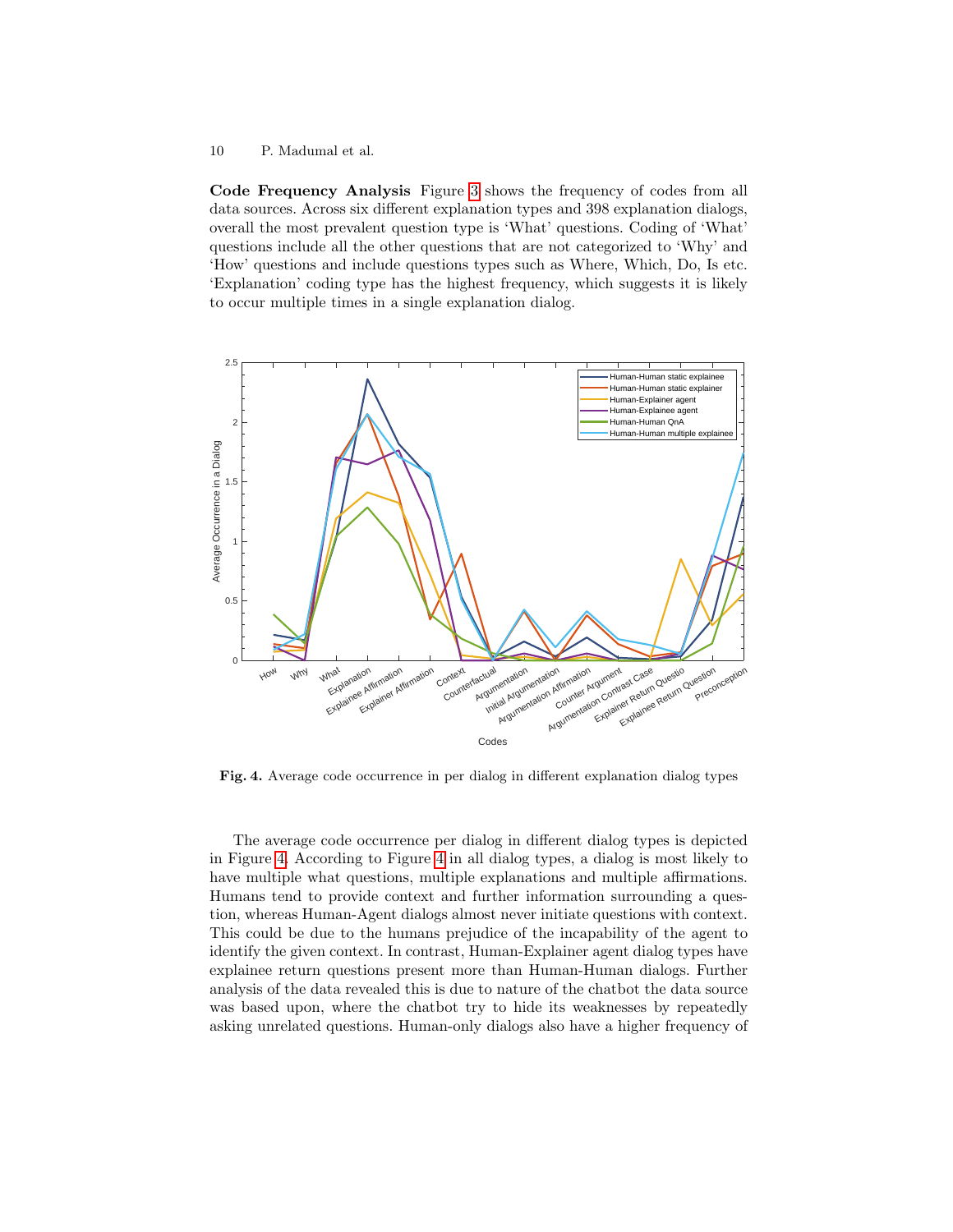**Code Frequency Analysis** Figure 3 shows the frequency of codes from all data sources. Across six different explanation types and 398 explanation dialogs, overall the most prevalent question type is 'What' questions. Coding of 'What' questions include all the other questions that are not categorized to 'Why' and 'How' questions and include questions types such as Where, Which, Do, Is etc. 'Explanation' coding type has the highest frequency, which suggests it is likely to occur multiple times in a single explanation dialog.

**Fig. 4.** Average code occurrence in per dialog in different explanation dialog types

The average code occurrence per dialog in different dialog types is depicted in Figure 4. According to Figure 4 in all dialog types, a dialog is most likely to have multiple what questions, multiple explanations and multiple affirmations. Humans tend to provide context and further information surrounding a question, whereas Human-Agent dialogs almost never initiate questions with context. This could be due to the humans prejudice of the incapability of the agent to identify the given context. In contrast, Human-Explainer agent dialog types have explainee return questions present more than Human-Human dialogs. Further analysis of the data revealed this is due to nature of the chatbot the data source was based upon, where the chatbot try to hide its weaknesses by repeatedly asking unrelated questions. Human-only dialogs also have a higher frequency of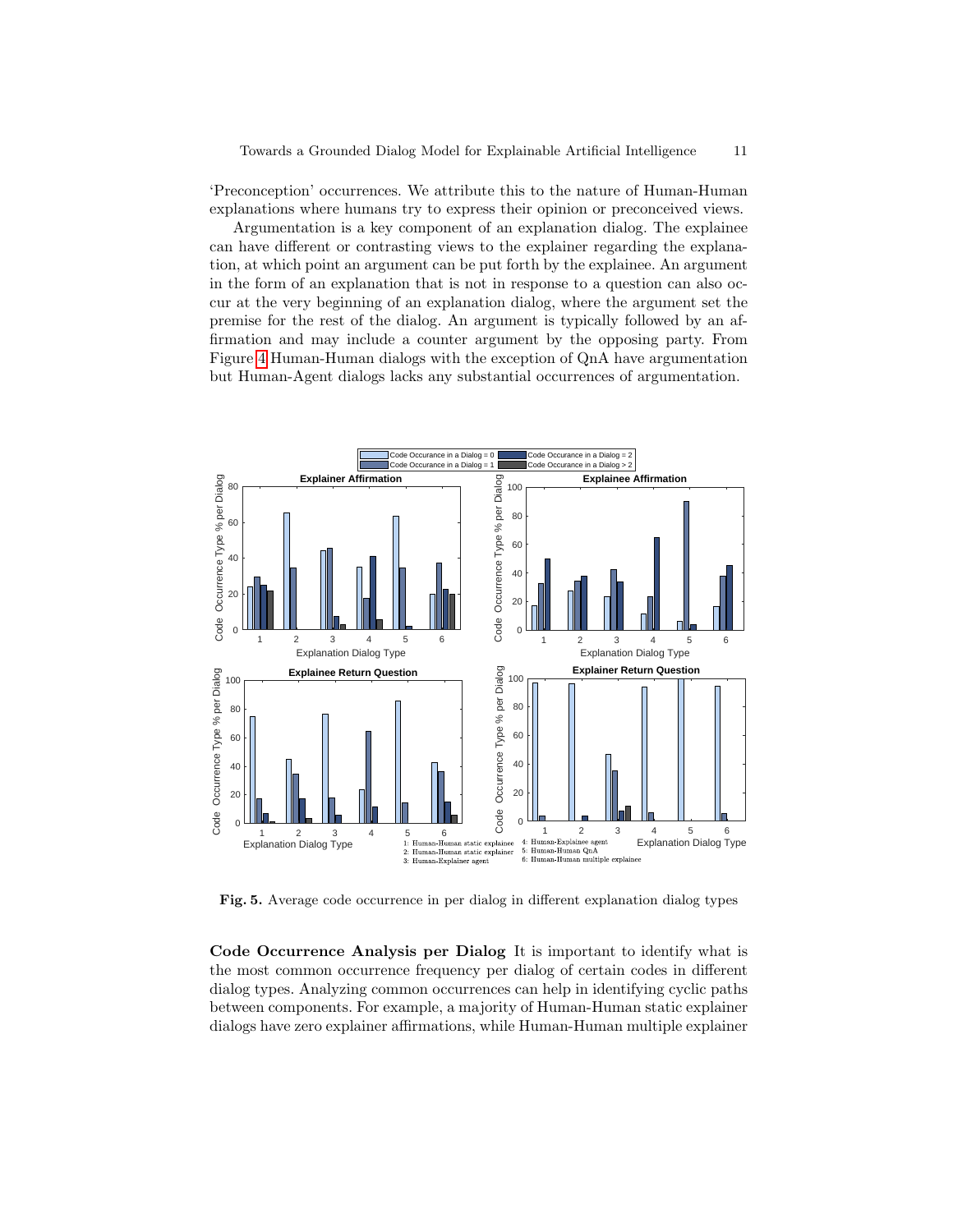'Preconception' occurrences. We attribute this to the nature of Human-Human explanations where humans try to express their opinion or preconceived views.

Argumentation is a key component of an explanation dialog. The explainee can have different or contrasting views to the explainer regarding the explanation, at which point an argument can be put forth by the explainee. An argument in the form of an explanation that is not in response to a question can also occur at the very beginning of an explanation dialog, where the argument set the premise for the rest of the dialog. An argument is typically followed by an affirmation and may include a counter argument by the opposing party. From Figure 4 Human-Human dialogs with the exception of QnA have argumentation but Human-Agent dialogs lacks any substantial occurrences of argumentation.

**Fig. 5.** Average code occurrence in per dialog in different explanation dialog types

**Code Occurrence Analysis per Dialog** It is important to identify what is the most common occurrence frequency per dialog of certain codes in different dialog types. Analyzing common occurrences can help in identifying cyclic paths between components. For example, a majority of Human-Human static explainer dialogs have zero explainer affirmations, while Human-Human multiple explainer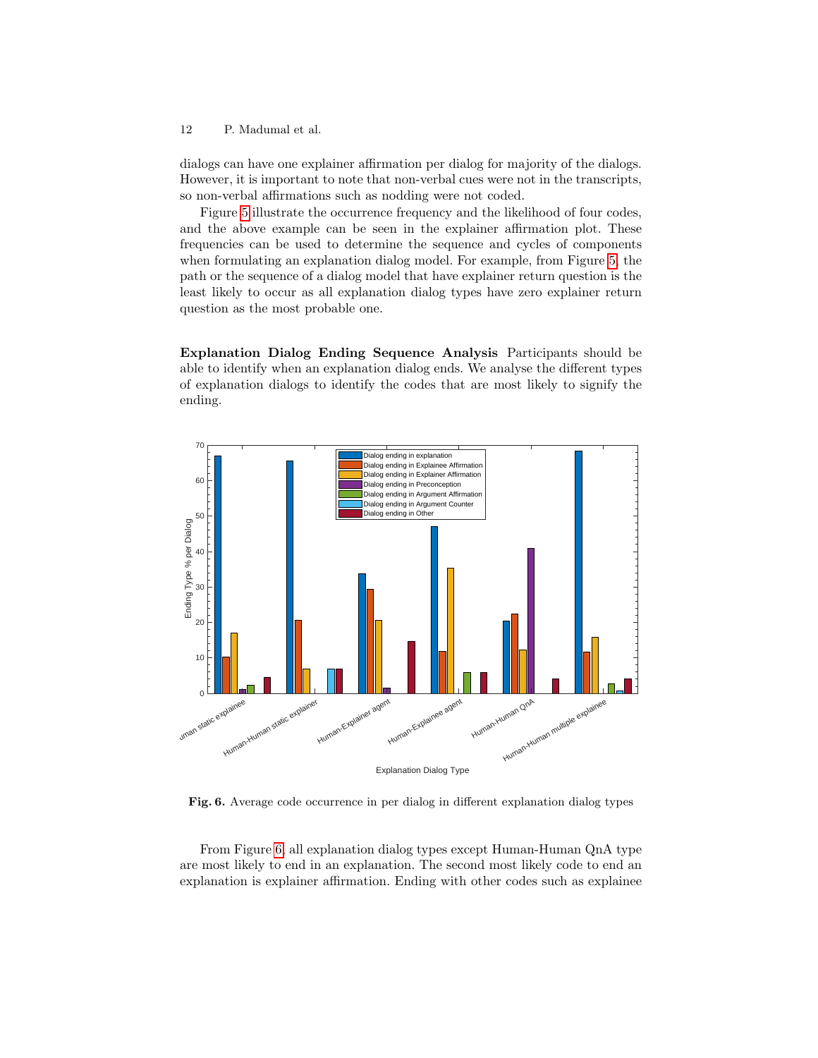dialogs can have one explainer affirmation per dialog for majority of the dialogs. However, it is important to note that non-verbal cues were not in the transcripts, so non-verbal affirmations such as nodding were not coded.

Figure 5 illustrate the occurrence frequency and the likelihood of four codes, and the above example can be seen in the explainer affirmation plot. These frequencies can be used to determine the sequence and cycles of components when formulating an explanation dialog model. For example, from Figure 5, the path or the sequence of a dialog model that have explainer return question is the least likely to occur as all explanation dialog types have zero explainer return question as the most probable one.

**Explanation Dialog Ending Sequence Analysis** Participants should be able to identify when an explanation dialog ends. We analyse the different types of explanation dialogs to identify the codes that are most likely to signify the ending.

**Fig. 6.** Average code occurrence in per dialog in different explanation dialog types

From Figure 6, all explanation dialog types except Human-Human QnA type are most likely to end in an explanation. The second most likely code to end an explanation is explainer affirmation. Ending with other codes such as explainee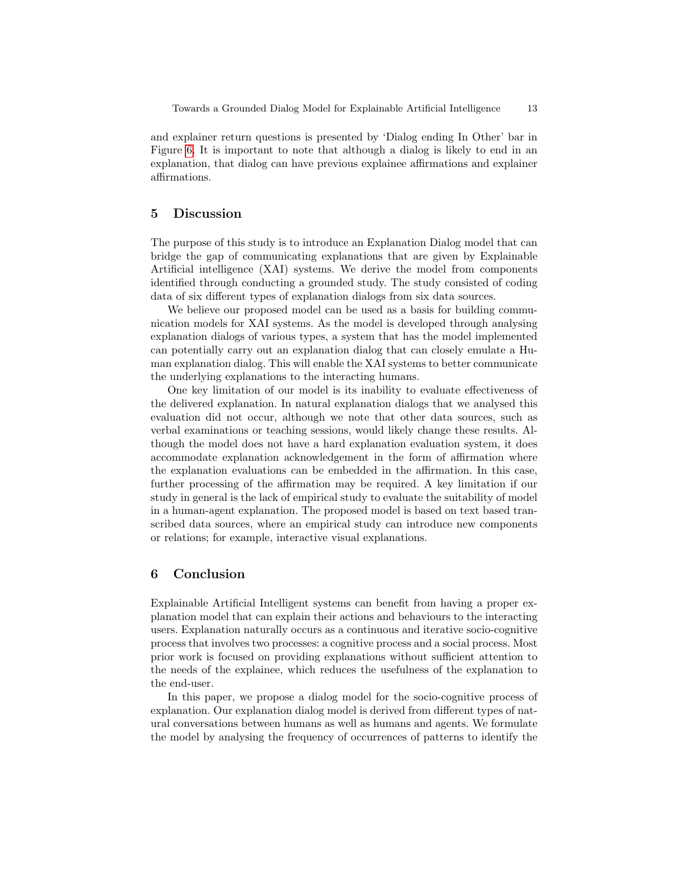and explainer return questions is presented by 'Dialog ending In Other' bar in Figure 6. It is important to note that although a dialog is likely to end in an explanation, that dialog can have previous explainee affirmations and explainer affirmations.

## 5 Discussion

The purpose of this study is to introduce an Explanation Dialog model that can bridge the gap of communicating explanations that are given by Explainable Artificial intelligence (XAI) systems. We derive the model from components identified through conducting a grounded study. The study consisted of coding data of six different types of explanation dialogs from six data sources.

We believe our proposed model can be used as a basis for building communication models for XAI systems. As the model is developed through analysing explanation dialogs of various types, a system that has the model implemented can potentially carry out an explanation dialog that can closely emulate a Human explanation dialog. This will enable the XAI systems to better communicate the underlying explanations to the interacting humans.

One key limitation of our model is its inability to evaluate effectiveness of the delivered explanation. In natural explanation dialogs that we analysed this evaluation did not occur, although we note that other data sources, such as verbal examinations or teaching sessions, would likely change these results. Although the model does not have a hard explanation evaluation system, it does accommodate explanation acknowledgement in the form of affirmation where the explanation evaluations can be embedded in the affirmation. In this case, further processing of the affirmation may be required. A key limitation if our study in general is the lack of empirical study to evaluate the suitability of model in a human-agent explanation. The proposed model is based on text based transcribed data sources, where an empirical study can introduce new components or relations; for example, interactive visual explanations.

## 6 Conclusion

Explainable Artificial Intelligent systems can benefit from having a proper explanation model that can explain their actions and behaviours to the interacting users. Explanation naturally occurs as a continuous and iterative socio-cognitive process that involves two processes: a cognitive process and a social process. Most prior work is focused on providing explanations without sufficient attention to the needs of the explainee, which reduces the usefulness of the explanation to the end-user.

In this paper, we propose a dialog model for the socio-cognitive process of explanation. Our explanation dialog model is derived from different types of natural conversations between humans as well as humans and agents. We formulate the model by analysing the frequency of occurrences of patterns to identify the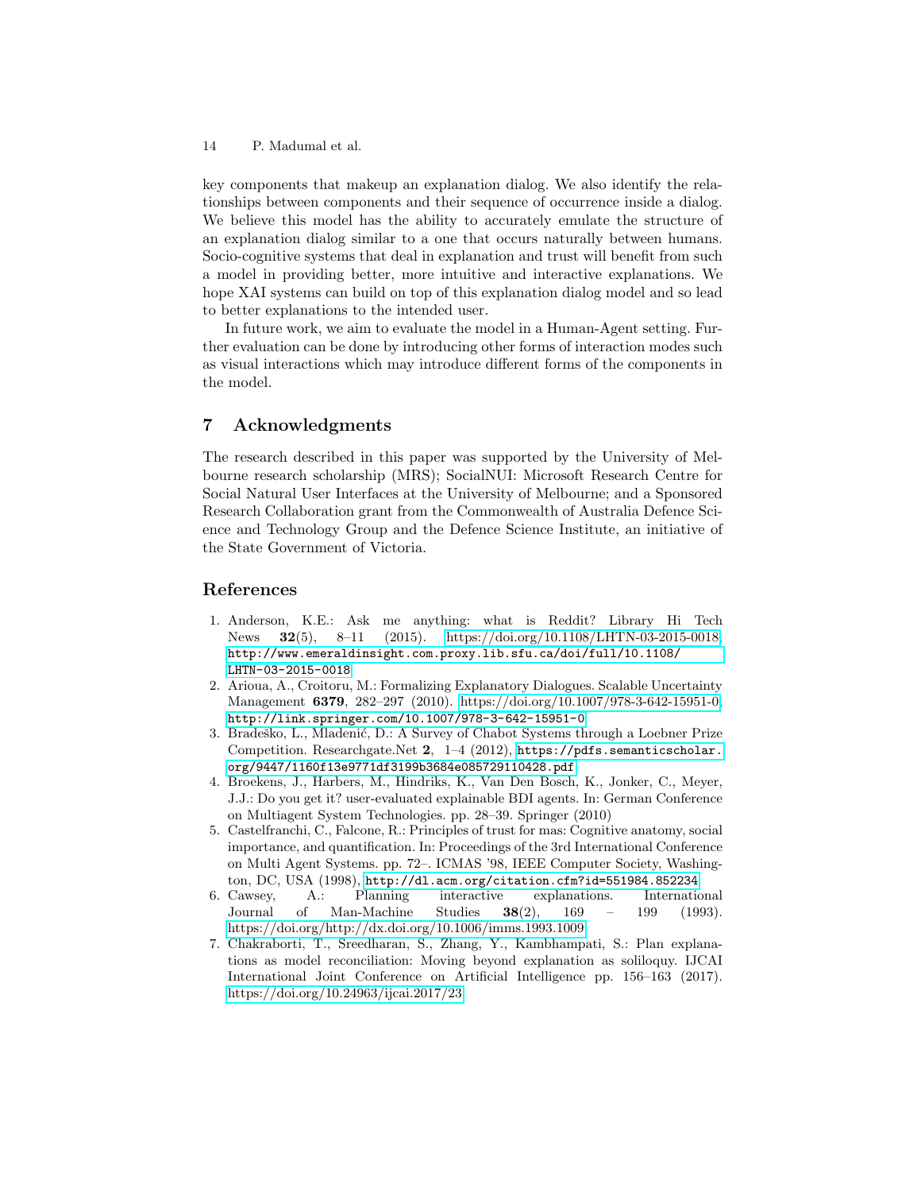key components that makeup an explanation dialog. We also identify the relationships between components and their sequence of occurrence inside a dialog. We believe this model has the ability to accurately emulate the structure of an explanation dialog similar to a one that occurs naturally between humans. Socio-cognitive systems that deal in explanation and trust will benefit from such a model in providing better, more intuitive and interactive explanations. We hope XAI systems can build on top of this explanation dialog model and so lead to better explanations to the intended user.

In future work, we aim to evaluate the model in a Human-Agent setting. Further evaluation can be done by introducing other forms of interaction modes such as visual interactions which may introduce different forms of the components in the model.

## 7 Acknowledgments

The research described in this paper was supported by the University of Melbourne research scholarship (MRS); SocialNUI: Microsoft Research Centre for Social Natural User Interfaces at the University of Melbourne; and a Sponsored Research Collaboration grant from the Commonwealth of Australia Defence Science and Technology Group and the Defence Science Institute, an initiative of the State Government of Victoria.

## References

1. Anderson, K.E.: Ask me anything: what is Reddit? Library Hi Tech News **32**(5), 8–11 (2015). https://doi.org/10.1108/LHTN-03-2015-0018, http://www.emeraldinsight.com.proxy.lib.sfu.ca/doi/full/10.1108/LHTN-03-2015-0018
2. Arioua, A., Croitoru, M.: Formalizing Explanatory Dialogues. Scalable Uncertainty Management **6379**, 282–297 (2010). https://doi.org/10.1007/978-3-642-15951-0, http://link.springer.com/10.1007/978-3-642-15951-0
3. Bradeško, L., Mladenić, D.: A Survey of Chabot Systems through a Loebner Prize Competition. Researchgate.Net **2**, 1–4 (2012), https://pdfs.semanticscholar.org/9447/1160f13e9771df3199b3684e085729110428.pdf
4. Broekens, J., Harbers, M., Hindriks, K., Van Den Bosch, K., Jonker, C., Meyer, J.J.: Do you get it? user-evaluated explainable BDI agents. In: German Conference on Multiagent System Technologies. pp. 28–39. Springer (2010)
5. Castelfranchi, C., Falcone, R.: Principles of trust for mas: Cognitive anatomy, social importance, and quantification. In: Proceedings of the 3rd International Conference on Multi Agent Systems. pp. 72–. ICMAS '98, IEEE Computer Society, Washington, DC, USA (1998), http://dl.acm.org/citation.cfm?id=551984.852234
6. Cawsey, A.: Planning interactive explanations. International Journal of Man-Machine Studies **38**(2), 169 – 199 (1993). https://doi.org/http://dx.doi.org/10.1006/imms.1993.1009
7. Chakraborti, T., Sreedharan, S., Zhang, Y., Kambhampati, S.: Plan explanations as model reconciliation: Moving beyond explanation as soliloquy. IJCAI International Joint Conference on Artificial Intelligence pp. 156–163 (2017). https://doi.org/10.24963/ijcai.2017/23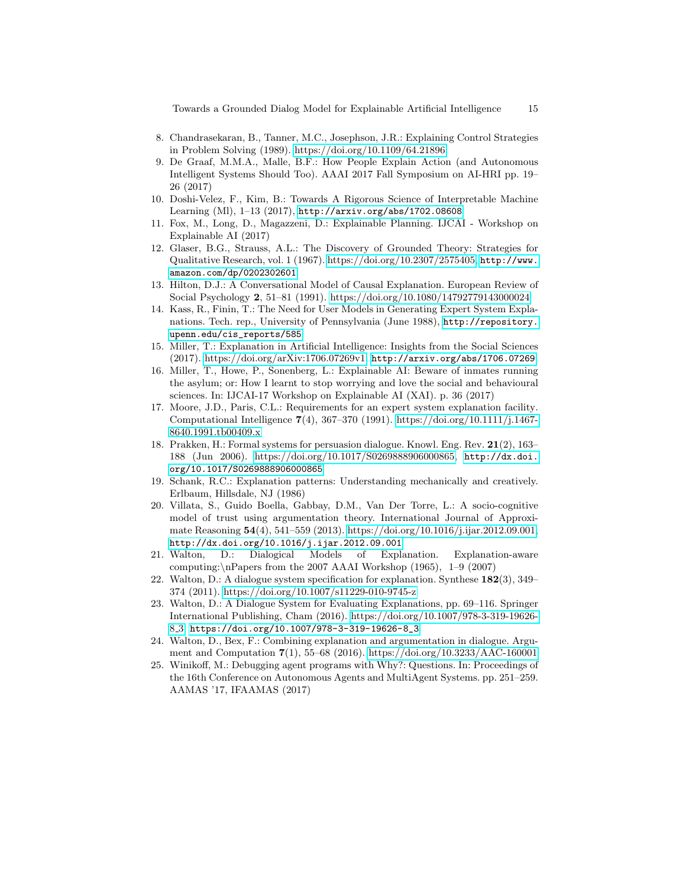8. Chandrasekaran, B., Tanner, M.C., Josephson, J.R.: Explaining Control Strategies in Problem Solving (1989). https://doi.org/10.1109/64.21896
9. De Graaf, M.M.A., Malle, B.F.: How People Explain Action (and Autonomous Intelligent Systems Should Too). AAAI 2017 Fall Symposium on AI-HRI pp. 19–26 (2017)
10. Doshi-Velez, F., Kim, B.: Towards A Rigorous Science of Interpretable Machine Learning (Ml), 1–13 (2017), http://arxiv.org/abs/1702.08608
11. Fox, M., Long, D., Magazzeni, D.: Explainable Planning. IJCAI - Workshop on Explainable AI (2017)
12. Glaser, B.G., Strauss, A.L.: The Discovery of Grounded Theory: Strategies for Qualitative Research, vol. 1 (1967). https://doi.org/10.2307/2575405, http://www.amazon.com/dp/0202302601
13. Hilton, D.J.: A Conversational Model of Causal Explanation. European Review of Social Psychology **2**, 51–81 (1991). https://doi.org/10.1080/14792779143000024
14. Kass, R., Finin, T.: The Need for User Models in Generating Expert System Explanations. Tech. rep., University of Pennsylvania (June 1988), http://repository.upenn.edu/cis_reports/585
15. Miller, T.: Explanation in Artificial Intelligence: Insights from the Social Sciences (2017). https://doi.org/arXiv:1706.07269v1, http://arxiv.org/abs/1706.07269
16. Miller, T., Howe, P., Sonenberg, L.: Explainable AI: Beware of inmates running the asylum; or: How I learnt to stop worrying and love the social and behavioural sciences. In: IJCAI-17 Workshop on Explainable AI (XAI). p. 36 (2017)
17. Moore, J.D., Paris, C.L.: Requirements for an expert system explanation facility. Computational Intelligence **7**(4), 367–370 (1991). https://doi.org/10.1111/j.1467-8640.1991.tb00409.x
18. Prakken, H.: Formal systems for persuasion dialogue. Knowl. Eng. Rev. **21**(2), 163–188 (Jun 2006). https://doi.org/10.1017/S0269888906000865, http://dx.doi.org/10.1017/S0269888906000865
19. Schank, R.C.: Explanation patterns: Understanding mechanically and creatively. Erlbaum, Hillsdale, NJ (1986)
20. Villata, S., Guido Boella, Gabbay, D.M., Van Der Torre, L.: A socio-cognitive model of trust using argumentation theory. International Journal of Approximate Reasoning **54**(4), 541–559 (2013). https://doi.org/10.1016/j.ijar.2012.09.001, http://dx.doi.org/10.1016/j.ijar.2012.09.001
21. Walton, D.: Dialogical Models of Explanation. Explanation-aware computing:\nPapers from the 2007 AAAI Workshop (1965), 1–9 (2007)
22. Walton, D.: A dialogue system specification for explanation. Synthese **182**(3), 349–374 (2011). https://doi.org/10.1007/s11229-010-9745-z
23. Walton, D.: A Dialogue System for Evaluating Explanations, pp. 69–116. Springer International Publishing, Cham (2016). https://doi.org/10.1007/978-3-319-19626-8_3, https://doi.org/10.1007/978-3-319-19626-8_3
24. Walton, D., Bex, F.: Combining explanation and argumentation in dialogue. Argument and Computation **7**(1), 55–68 (2016). https://doi.org/10.3233/AAC-160001
25. Winikoff, M.: Debugging agent programs with Why?: Questions. In: Proceedings of the 16th Conference on Autonomous Agents and MultiAgent Systems. pp. 251–259. AAMAS '17, IFAAMAS (2017)